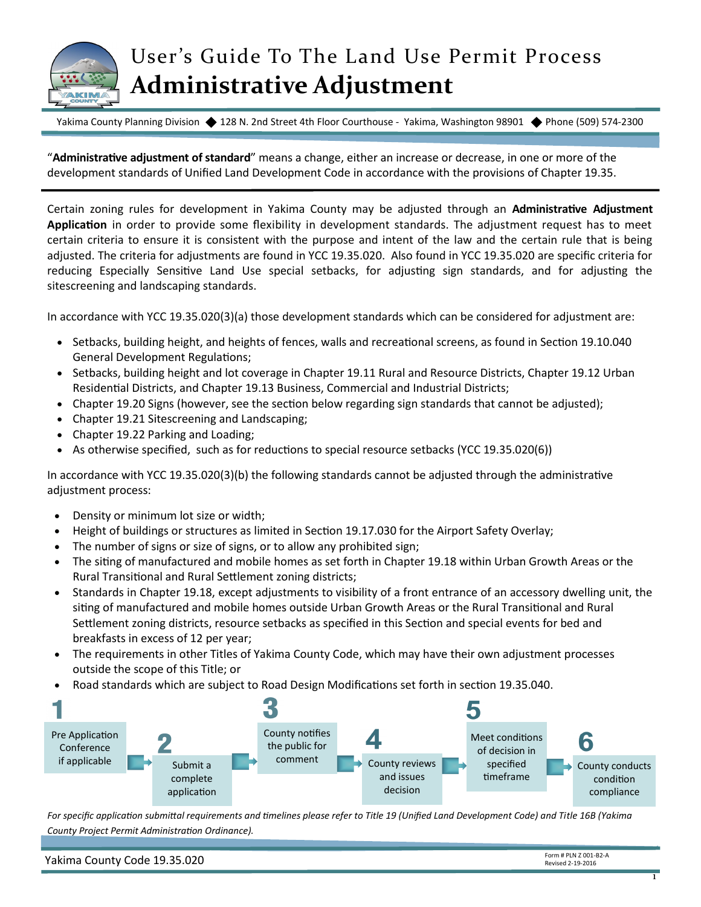# User's Guide To The Land Use Permit Process

# Administrative Adjustment

Yakima County Planning Division ◆ 128 N. 2nd Street 4th Floor Courthouse - Yakima, Washington 98901 ◆ Phone (509) 574-2300

"**Administrative adjustment of standard**" means a change, either an increase or decrease, in one or more of the development standards of Unified Land Development Code in accordance with the provisions of Chapter 19.35.

Certain zoning rules for development in Yakima County may be adjusted through an **Administrative Adjustment Application** in order to provide some flexibility in development standards. The adjustment request has to meet certain criteria to ensure it is consistent with the purpose and intent of the law and the certain rule that is being adjusted. The criteria for adjustments are found in YCC 19.35.020. Also found in YCC 19.35.020 are specific criteria for reducing Especially Sensitive Land Use special setbacks, for adjusting sign standards, and for adjusting the sitescreening and landscaping standards.

In accordance with YCC 19.35.020(3)(a) those development standards which can be considered for adjustment are:

- Setbacks, building height, and heights of fences, walls and recreational screens, as found in Section 19.10.040 General Development Regulations;
- Setbacks, building height and lot coverage in Chapter 19.11 Rural and Resource Districts, Chapter 19.12 Urban Residential Districts, and Chapter 19.13 Business, Commercial and Industrial Districts;
- Chapter 19.20 Signs (however, see the section below regarding sign standards that cannot be adjusted);
- Chapter 19.21 Sitescreening and Landscaping;
- Chapter 19.22 Parking and Loading;
- As otherwise specified, such as for reductions to special resource setbacks (YCC 19.35.020(6))

In accordance with YCC 19.35.020(3)(b) the following standards cannot be adjusted through the administrative adjustment process:

- Density or minimum lot size or width;
- Height of buildings or structures as limited in Section 19.17.030 for the Airport Safety Overlay;
- The number of signs or size of signs, or to allow any prohibited sign;
- The siting of manufactured and mobile homes as set forth in Chapter 19.18 within Urban Growth Areas or the Rural Transitional and Rural Settlement zoning districts;
- Standards in Chapter 19.18, except adjustments to visibility of a front entrance of an accessory dwelling unit, the siting of manufactured and mobile homes outside Urban Growth Areas or the Rural Transitional and Rural Settlement zoning districts, resource setbacks as specified in this Section and special events for bed and breakfasts in excess of 12 per year;
- The requirements in other Titles of Yakima County Code, which may have their own adjustment processes outside the scope of this Title; or
- Road standards which are subject to Road Design Modifications set forth in section 19.35.040.

1. Pre Application Conference if applicable
2. Submit a complete application
3. County notifies the public for comment
4. County reviews and issues decision
5. Meet conditions of decision in specified timeframe
6. County conducts condition compliance

*For specific application submittal requirements and timelines please refer to Title 19 (Unified Land Development Code) and Title 16B (Yakima County Project Permit Administration Ordinance).*

Yakima County Code 19.35.020

Form # PLN Z 001-B2-A
Revised 2-19-2016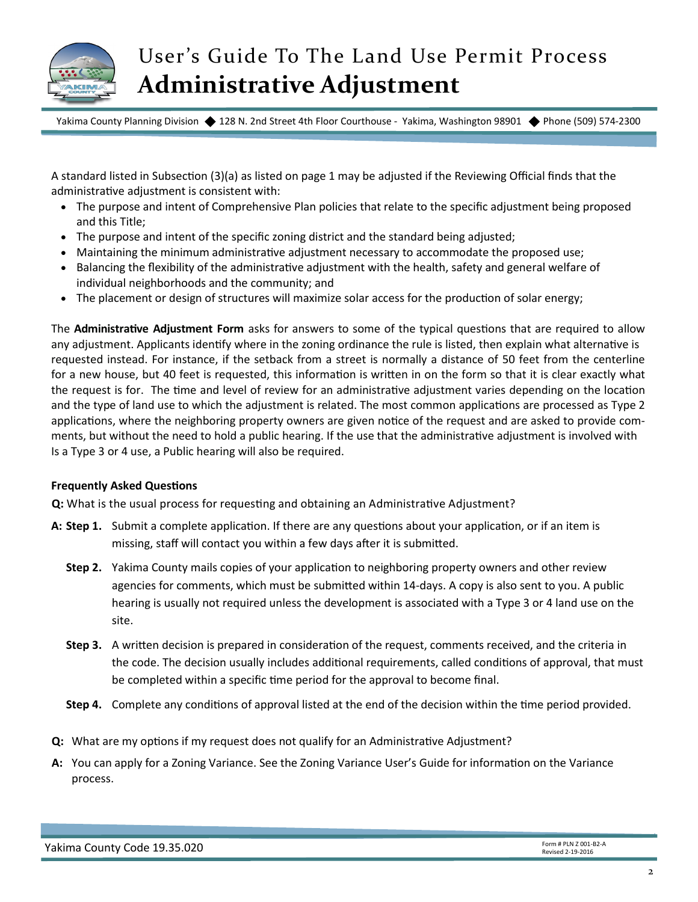A standard listed in Subsection (3)(a) as listed on page 1 may be adjusted if the Reviewing Official finds that the administrative adjustment is consistent with:

- The purpose and intent of Comprehensive Plan policies that relate to the specific adjustment being proposed and this Title;
- The purpose and intent of the specific zoning district and the standard being adjusted;
- Maintaining the minimum administrative adjustment necessary to accommodate the proposed use;
- Balancing the flexibility of the administrative adjustment with the health, safety and general welfare of individual neighborhoods and the community; and
- The placement or design of structures will maximize solar access for the production of solar energy;

The **Administrative Adjustment Form** asks for answers to some of the typical questions that are required to allow any adjustment. Applicants identify where in the zoning ordinance the rule is listed, then explain what alternative is requested instead. For instance, if the setback from a street is normally a distance of 50 feet from the centerline for a new house, but 40 feet is requested, this information is written in on the form so that it is clear exactly what the request is for. The time and level of review for an administrative adjustment varies depending on the location and the type of land use to which the adjustment is related. The most common applications are processed as Type 2 applications, where the neighboring property owners are given notice of the request and are asked to provide comments, but without the need to hold a public hearing. If the use that the administrative adjustment is involved with Is a Type 3 or 4 use, a Public hearing will also be required.

**Frequently Asked Questions**

**Q:** What is the usual process for requesting and obtaining an Administrative Adjustment?

**A: Step 1.** Submit a complete application. If there are any questions about your application, or if an item is missing, staff will contact you within a few days after it is submitted.

**Step 2.** Yakima County mails copies of your application to neighboring property owners and other review agencies for comments, which must be submitted within 14-days. A copy is also sent to you. A public hearing is usually not required unless the development is associated with a Type 3 or 4 land use on the site.

**Step 3.** A written decision is prepared in consideration of the request, comments received, and the criteria in the code. The decision usually includes additional requirements, called conditions of approval, that must be completed within a specific time period for the approval to become final.

**Step 4.** Complete any conditions of approval listed at the end of the decision within the time period provided.

**Q:** What are my options if my request does not qualify for an Administrative Adjustment?

**A:** You can apply for a Zoning Variance. See the Zoning Variance User's Guide for information on the Variance process.